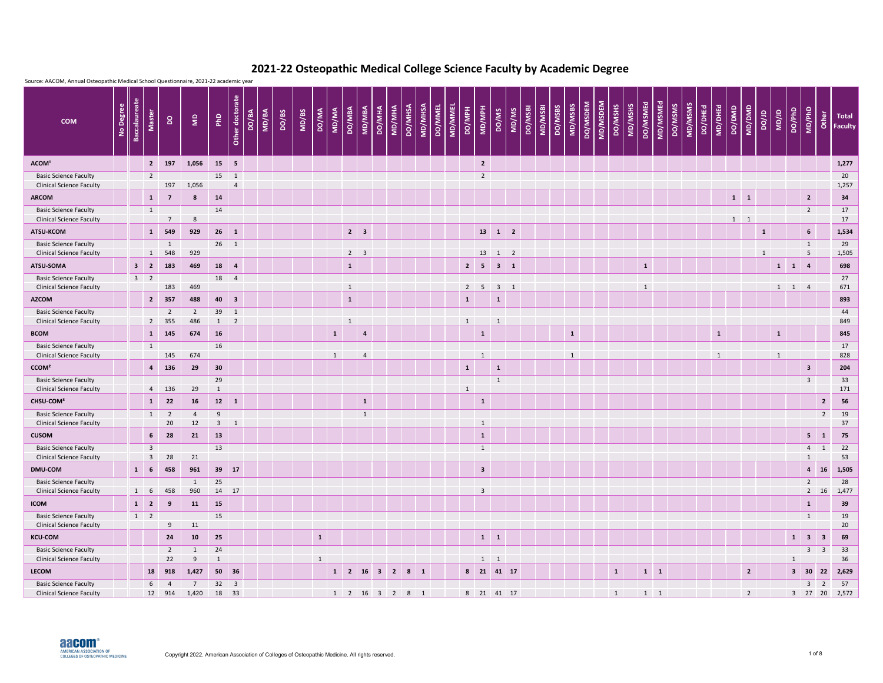# 2021-22 Osteopathic Medical College Science Faculty by Academic Degree

Source: AACOM, Annual Osteopathic Medical School Questionnaire, 2021-22 academic year

| COM | No Degree | Baccalaureate | Master | DO | MD | PhD | Other doctorate | DO/BA | MD/BA | DO/BS | MD/BS | DO/MA | MD/MA | DO/MBA | MD/MBA | DO/MHA | MD/MHA | DO/MHSA | MD/MHSA | DO/MMEL | MD/MMEL | DO/MPH | MD/MPH | DO/MS | MD/MS | DO/MSBI | MD/MSBI | DO/MSBS | MD/MSBS | DO/MSDEM | MD/MSDEM | DO/MSHS | MD/MSHS | DO/MSMEd | MD/MSMEd | DO/MSMS | MD/MSMS | DO/DHEd | MD/DHEd | DO/DMD | MD/DMD | DO/JD | MD/JD | DO/PhD | MD/PhD | Other | Total Faculty |
|---|---|---|---|---|---|---|---|---|---|---|---|---|---|---|---|---|---|---|---|---|---|---|---|---|---|---|---|---|---|---|---|---|---|---|---|---|---|---|---|---|---|---|---|---|---|---|---|
| **ACOM**[1] | | | **2** | **197** | **1,056** | **15** | **5** | | | | | | | | | | | | | | | | **2** | | | | | | | | | | | | | | | | | | | | | | | | **1,277** |
| Basic Science Faculty | | | 2 | | | 15 | 1 | | | | | | | | | | | | | | | | 2 | | | | | | | | | | | | | | | | | | | | | | | | 20 |
| Clinical Science Faculty | | | | 197 | 1,056 | | 4 | | | | | | | | | | | | | | | | | | | | | | | | | | | | | | | | | | | | | | | | 1,257 |
| **ARCOM** | | | **1** | **7** | **8** | **14** | | | | | | | | | | | | | | | | | | | | | | | | | | | | | | | | | | **1** | **1** | | | | **2** | | **34** |
| Basic Science Faculty | | | 1 | | | 14 | | | | | | | | | | | | | | | | | | | | | | | | | | | | | | | | | | | | | | | 2 | | 17 |
| Clinical Science Faculty | | | | 7 | 8 | | | | | | | | | | | | | | | | | | | | | | | | | | | | | | | | | | | 1 | 1 | | | | | | 17 |
| **ATSU-KCOM** | | | **1** | **549** | **929** | **26** | **1** | | | | | | | **2** | **3** | | | | | | | | **13** | **1** | **2** | | | | | | | | | | | | | | | | | **1** | | | **6** | | **1,534** |
| Basic Science Faculty | | | | 1 | | 26 | 1 | | | | | | | | | | | | | | | | | | | | | | | | | | | | | | | | | | | | | | 1 | | 29 |
| Clinical Science Faculty | | | 1 | 548 | 929 | | | | | | | | | 2 | 3 | | | | | | | | 13 | 1 | 2 | | | | | | | | | | | | | | | | | 1 | | | 5 | | 1,505 |
| **ATSU-SOMA** | | **3** | **2** | **183** | **469** | **18** | **4** | | | | | | | **1** | | | | | | | | **2** | **5** | **3** | **1** | | | | | | | | | **1** | | | | | | | | | **1** | **1** | **4** | | **698** |
| Basic Science Faculty | | 3 | 2 | | | 18 | 4 | | | | | | | | | | | | | | | | | | | | | | | | | | | | | | | | | | | | | | | | 27 |
| Clinical Science Faculty | | | | 183 | 469 | | | | | | | | | 1 | | | | | | | | 2 | 5 | 3 | 1 | | | | | | | | | 1 | | | | | | | | | 1 | 1 | 4 | | 671 |
| **AZCOM** | | | **2** | **357** | **488** | **40** | **3** | | | | | | | **1** | | | | | | | | **1** | | **1** | | | | | | | | | | | | | | | | | | | | | | | **893** |
| Basic Science Faculty | | | | 2 | 2 | 39 | 1 | | | | | | | | | | | | | | | | | | | | | | | | | | | | | | | | | | | | | | | | 44 |
| Clinical Science Faculty | | | 2 | 355 | 486 | 1 | 2 | | | | | | | 1 | | | | | | | | 1 | | 1 | | | | | | | | | | | | | | | | | | | | | | | 849 |
| **BCOM** | | | **1** | **145** | **674** | **16** | | | | | | | **1** | | **4** | | | | | | | | **1** | | | | | | **1** | | | | | | | | | | **1** | | | | **1** | | | | **845** |
| Basic Science Faculty | | | 1 | | | 16 | | | | | | | | | | | | | | | | | | | | | | | | | | | | | | | | | | | | | | | | | 17 |
| Clinical Science Faculty | | | | 145 | 674 | | | | | | | | 1 | | 4 | | | | | | | | 1 | | | | | | 1 | | | | | | | | | | 1 | | | | 1 | | | | 828 |
| **CCOM**[2] | | | **4** | **136** | **29** | **30** | | | | | | | | | | | | | | | | **1** | | **1** | | | | | | | | | | | | | | | | | | | | | **3** | | **204** |
| Basic Science Faculty | | | | | | 29 | | | | | | | | | | | | | | | | | | 1 | | | | | | | | | | | | | | | | | | | | | 3 | | 33 |
| Clinical Science Faculty | | | 4 | 136 | 29 | 1 | | | | | | | | | | | | | | | | 1 | | | | | | | | | | | | | | | | | | | | | | | | | 171 |
| **CHSU-COM**[3] | | | **1** | **22** | **16** | **12** | **1** | | | | | | | | **1** | | | | | | | | **1** | | | | | | | | | | | | | | | | | | | | | | | **2** | **56** |
| Basic Science Faculty | | | 1 | 2 | 4 | 9 | | | | | | | | | 1 | | | | | | | | | | | | | | | | | | | | | | | | | | | | | | | 2 | 19 |
| Clinical Science Faculty | | | | 20 | 12 | 3 | 1 | | | | | | | | | | | | | | | | 1 | | | | | | | | | | | | | | | | | | | | | | | | 37 |
| **CUSOM** | | | **6** | **28** | **21** | **13** | | | | | | | | | | | | | | | | | **1** | | | | | | | | | | | | | | | | | | | | | | **5** | **1** | **75** |
| Basic Science Faculty | | | 3 | | | 13 | | | | | | | | | | | | | | | | | 1 | | | | | | | | | | | | | | | | | | | | | | 4 | 1 | 22 |
| Clinical Science Faculty | | | 3 | 28 | 21 | | | | | | | | | | | | | | | | | | | | | | | | | | | | | | | | | | | | | | | | 1 | | 53 |
| **DMU-COM** | | **1** | **6** | **458** | **961** | **39** | **17** | | | | | | | | | | | | | | | | **3** | | | | | | | | | | | | | | | | | | | | | | **4** | **16** | **1,505** |
| Basic Science Faculty | | | | | 1 | 25 | | | | | | | | | | | | | | | | | | | | | | | | | | | | | | | | | | | | | | | 2 | | 28 |
| Clinical Science Faculty | | 1 | 6 | 458 | 960 | 14 | 17 | | | | | | | | | | | | | | | | 3 | | | | | | | | | | | | | | | | | | | | | | 2 | 16 | 1,477 |
| **ICOM** | | **1** | **2** | **9** | **11** | **15** | | | | | | | | | | | | | | | | | | | | | | | | | | | | | | | | | | | | | | | **1** | | **39** |
| Basic Science Faculty | | 1 | 2 | | | 15 | | | | | | | | | | | | | | | | | | | | | | | | | | | | | | | | | | | | | | | 1 | | 19 |
| Clinical Science Faculty | | | | 9 | 11 | | | | | | | | | | | | | | | | | | | | | | | | | | | | | | | | | | | | | | | | | | 20 |
| **KCU-COM** | | | | **24** | **10** | **25** | | | | | | **1** | | | | | | | | | | | **1** | **1** | | | | | | | | | | | | | | | | | | | | **1** | **3** | **3** | **69** |
| Basic Science Faculty | | | | 2 | 1 | 24 | | | | | | | | | | | | | | | | | | | | | | | | | | | | | | | | | | | | | | | 3 | 3 | 33 |
| Clinical Science Faculty | | | | 22 | 9 | 1 | | | | | | 1 | | | | | | | | | | | 1 | 1 | | | | | | | | | | | | | | | | | | | | 1 | | | 36 |
| **LECOM** | | | **18** | **918** | **1,427** | **50** | **36** | | | | | | **1** | **2** | **16** | **3** | **2** | **8** | **1** | | | **8** | **21** | **41** | **17** | | | | | | | **1** | | **1** | **1** | | | | | | **2** | | | **3** | **30** | **22** | **2,629** |
| Basic Science Faculty | | | 6 | 4 | 7 | 32 | 3 | | | | | | | | | | | | | | | | | | | | | | | | | | | | | | | | | | | | | | 3 | 2 | 57 |
| Clinical Science Faculty | | | 12 | 914 | 1,420 | 18 | 33 | | | | | | 1 | 2 | 16 | 3 | 2 | 8 | 1 | | | 8 | 21 | 41 | 17 | | | | | | | 1 | | 1 | 1 | | | | | | 2 | | | 3 | 27 | 20 | 2,572 |

Copyright 2022. American Association of Colleges of Osteopathic Medicine. All rights reserved.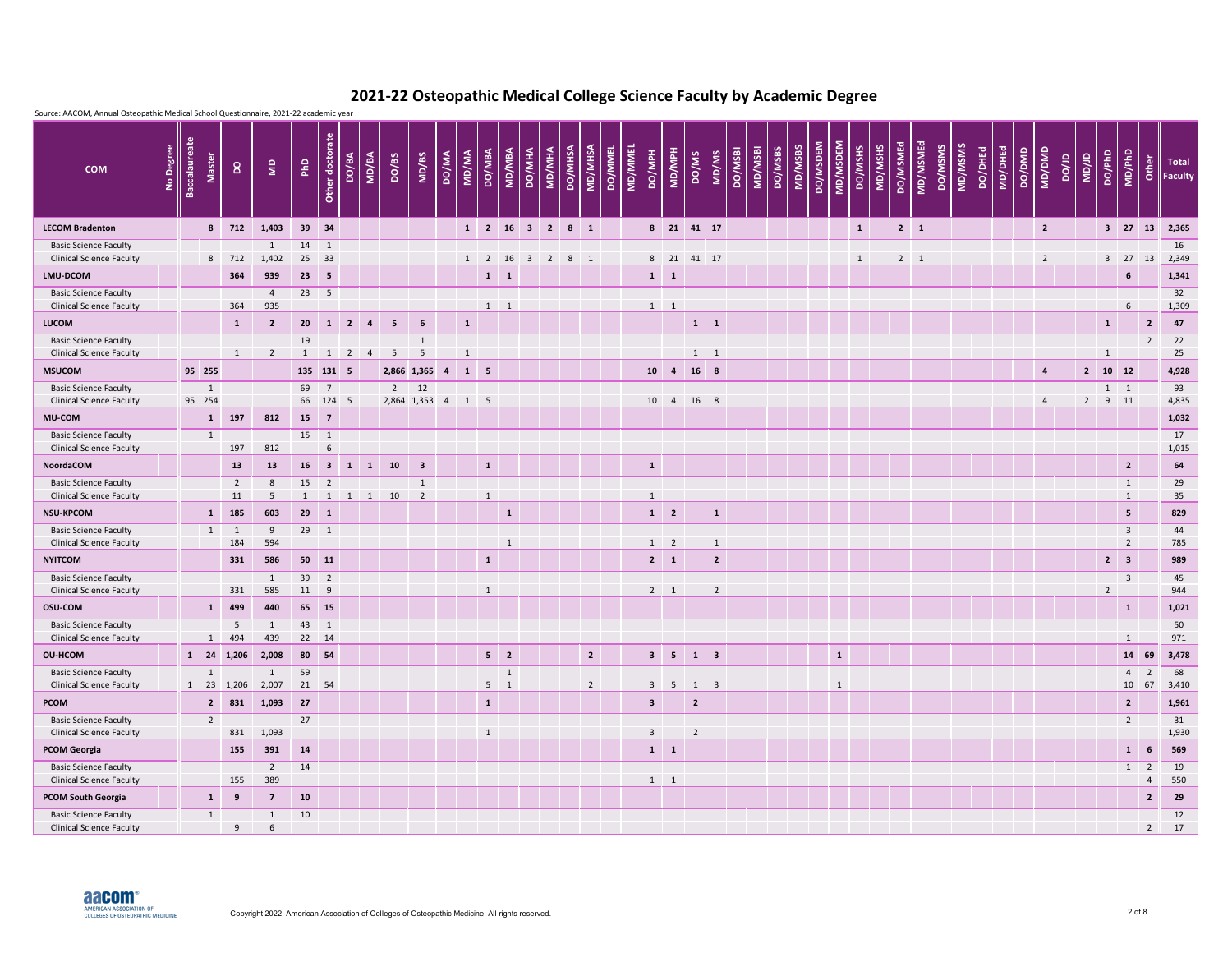# 2021-22 Osteopathic Medical College Science Faculty by Academic Degree

Source: AACOM, Annual Osteopathic Medical School Questionnaire, 2021-22 academic year

| COM | No Degree | Baccalaureate | Master | DO | MD | PhD | Other doctorate | DO/BA | MD/BA | DO/BS | MD/BS | DO/MA | MD/MA | DO/MBA | MD/MBA | DO/MHA | MD/MHA | DO/MHSA | MD/MHSA | DO/MMEL | MD/MMEL | DO/MPH | MD/MPH | DO/MS | MD/MS | DO/MSBI | MD/MSBI | DO/MSBS | MD/MSBS | DO/MSDEM | MD/MSDEM | DO/MSHS | MD/MSHS | DO/MSMEd | MD/MSMEd | DO/MSMS | MD/MSMS | DO/DHEd | MD/DHEd | DO/DMD | MD/DMD | DO/JD | MD/JD | DO/PhD | MD/PhD | Other | Total Faculty |
|---|---|---|---|---|---|---|---|---|---|---|---|---|---|---|---|---|---|---|---|---|---|---|---|---|---|---|---|---|---|---|---|---|---|---|---|---|---|---|---|---|---|---|---|---|---|---|---|
| **LECOM Bradenton** | | | **8** | **712** | **1,403** | **39** | **34** | | | | | | **1** | **2** | **16** | **3** | **2** | **8** | **1** | | | **8** | **21** | **41** | **17** | | | | | | | **1** | | **2** | **1** | | | | | | **2** | | | **3** | **27** | **13** | **2,365** |
| Basic Science Faculty | | | | | 1 | 14 | 1 | | | | | | | | | | | | | | | | | | | | | | | | | | | | | | | | | | | | | | | | 16 |
| Clinical Science Faculty | | | 8 | 712 | 1,402 | 25 | 33 | | | | | | 1 | 2 | 16 | 3 | 2 | 8 | 1 | | | 8 | 21 | 41 | 17 | | | | | | | 1 | | 2 | 1 | | | | | | 2 | | | 3 | 27 | 13 | 2,349 |
| **LMU-DCOM** | | | | **364** | **939** | **23** | **5** | | | | | | | **1** | **1** | | | | | | | **1** | **1** | | | | | | | | | | | | | | | | | | | | | | **6** | | **1,341** |
| Basic Science Faculty | | | | | 4 | 23 | 5 | | | | | | | | | | | | | | | | | | | | | | | | | | | | | | | | | | | | | | | | 32 |
| Clinical Science Faculty | | | | 364 | 935 | | | | | | | | | 1 | 1 | | | | | | | 1 | 1 | | | | | | | | | | | | | | | | | | | | | | 6 | | 1,309 |
| **LUCOM** | | | | **1** | **2** | **20** | **1** | **2** | **4** | **5** | **6** | **1** | | | | | | | | | | | | **1** | **1** | | | | | | | | | | | | | | | | | | | **1** | | **2** | **47** |
| Basic Science Faculty | | | | | | 19 | | | | | 1 | | | | | | | | | | | | | | | | | | | | | | | | | | | | | | | | | | | 2 | 22 |
| Clinical Science Faculty | | | | 1 | 2 | 1 | 1 | 2 | 4 | 5 | 5 | 1 | | | | | | | | | | | | 1 | 1 | | | | | | | | | | | | | | | | | | | 1 | | | 25 |
| **MSUCOM** | **95** | **255** | | | | **135** | **131** | **5** | | **2,866** | **1,365** | **4** | **1** | **5** | | | | | | | | **10** | **4** | **16** | **8** | | | | | | | | | | | | | | | | **4** | | **2** | **10** | **12** | | **4,928** |
| Basic Science Faculty | | 1 | | | | 69 | 7 | | | 2 | 12 | | | | | | | | | | | | | | | | | | | | | | | | | | | | | | | | | 1 | 1 | | 93 |
| Clinical Science Faculty | 95 | 254 | | | | 66 | 124 | 5 | | 2,864 | 1,353 | 4 | 1 | 5 | | | | | | | | 10 | 4 | 16 | 8 | | | | | | | | | | | | | | | | 4 | | 2 | 9 | 11 | | 4,835 |
| **MU-COM** | | **1** | | **197** | **812** | **15** | **7** | | | | | | | | | | | | | | | | | | | | | | | | | | | | | | | | | | | | | | | | **1,032** |
| Basic Science Faculty | | 1 | | | | 15 | 1 | | | | | | | | | | | | | | | | | | | | | | | | | | | | | | | | | | | | | | | | 17 |
| Clinical Science Faculty | | | | 197 | 812 | | 6 | | | | | | | | | | | | | | | | | | | | | | | | | | | | | | | | | | | | | | | | 1,015 |
| **NoordaCOM** | | | | **13** | **13** | **16** | **3** | **1** | **1** | **10** | **3** | | | **1** | | | | | | | | **1** | | | | | | | | | | | | | | | | | | | | | | | **2** | | **64** |
| Basic Science Faculty | | | | 2 | 8 | 15 | 2 | | | | 1 | | | | | | | | | | | | | | | | | | | | | | | | | | | | | | | | | | 1 | | 29 |
| Clinical Science Faculty | | | | 11 | 5 | 1 | 1 | 1 | 1 | 10 | 2 | | | 1 | | | | | | | | 1 | | | | | | | | | | | | | | | | | | | | | | | 1 | | 35 |
| **NSU-KPCOM** | | | **1** | **185** | **603** | **29** | **1** | | | | | | | | **1** | | | | | | | **1** | **2** | | **1** | | | | | | | | | | | | | | | | | | | | **5** | | **829** |
| Basic Science Faculty | | | 1 | 1 | 9 | 29 | 1 | | | | | | | | | | | | | | | | | | | | | | | | | | | | | | | | | | | | | | 3 | | 44 |
| Clinical Science Faculty | | | | 184 | 594 | | | | | | | | | | 1 | | | | | | | 1 | 2 | | 1 | | | | | | | | | | | | | | | | | | | | 2 | | 785 |
| **NYITCOM** | | | | **331** | **586** | **50** | **11** | | | | | | | **1** | | | | | | | | **2** | **1** | | **2** | | | | | | | | | | | | | | | | | | | **2** | **3** | | **989** |
| Basic Science Faculty | | | | | 1 | 39 | 2 | | | | | | | | | | | | | | | | | | | | | | | | | | | | | | | | | | | | | | 3 | | 45 |
| Clinical Science Faculty | | | | 331 | 585 | 11 | 9 | | | | | | | 1 | | | | | | | | 2 | 1 | | 2 | | | | | | | | | | | | | | | | | | | 2 | | | 944 |
| **OSU-COM** | | | **1** | **499** | **440** | **65** | **15** | | | | | | | | | | | | | | | | | | | | | | | | | | | | | | | | | | | | | | **1** | | **1,021** |
| Basic Science Faculty | | | | 5 | 1 | 43 | 1 | | | | | | | | | | | | | | | | | | | | | | | | | | | | | | | | | | | | | | | | 50 |
| Clinical Science Faculty | | | 1 | 494 | 439 | 22 | 14 | | | | | | | | | | | | | | | | | | | | | | | | | | | | | | | | | | | | | | 1 | | 971 |
| **OU-HCOM** | **1** | **24** | | **1,206** | **2,008** | **80** | **54** | | | | | | | **5** | **2** | | | | **2** | | | **3** | **5** | **1** | **3** | | | | | | **1** | | | | | | | | | | | | | | **14** | **69** | **3,478** |
| Basic Science Faculty | | 1 | | | 1 | 59 | | | | | | | | | 1 | | | | | | | | | | | | | | | | | | | | | | | | | | | | | | 4 | 2 | 68 |
| Clinical Science Faculty | 1 | 23 | | 1,206 | 2,007 | 21 | 54 | | | | | | | 5 | 1 | | | | 2 | | | 3 | 5 | 1 | 3 | | | | | | 1 | | | | | | | | | | | | | | 10 | 67 | 3,410 |
| **PCOM** | | | **2** | **831** | **1,093** | **27** | | | | | | | | **1** | | | | | | | | **3** | | **2** | | | | | | | | | | | | | | | | | | | | | **2** | | **1,961** |
| Basic Science Faculty | | | 2 | | | 27 | | | | | | | | | | | | | | | | | | | | | | | | | | | | | | | | | | | | | | | 2 | | 31 |
| Clinical Science Faculty | | | | 831 | 1,093 | | | | | | | | | 1 | | | | | | | | 3 | | 2 | | | | | | | | | | | | | | | | | | | | | | | 1,930 |
| **PCOM Georgia** | | | | **155** | **391** | **14** | | | | | | | | | | | | | | | | **1** | **1** | | | | | | | | | | | | | | | | | | | | | | **1** | **6** | **569** |
| Basic Science Faculty | | | | | 2 | 14 | | | | | | | | | | | | | | | | | | | | | | | | | | | | | | | | | | | | | | | 1 | 2 | 19 |
| Clinical Science Faculty | | | | 155 | 389 | | | | | | | | | | | | | | | | | 1 | 1 | | | | | | | | | | | | | | | | | | | | | | | 4 | 550 |
| **PCOM South Georgia** | | | **1** | **9** | **7** | **10** | | | | | | | | | | | | | | | | | | | | | | | | | | | | | | | | | | | | | | | | **2** | **29** |
| Basic Science Faculty | | | 1 | | 1 | 10 | | | | | | | | | | | | | | | | | | | | | | | | | | | | | | | | | | | | | | | | | 12 |
| Clinical Science Faculty | | | | 9 | 6 | | | | | | | | | | | | | | | | | | | | | | | | | | | | | | | | | | | | | | | | | 2 | 17 |

Copyright 2022. American Association of Colleges of Osteopathic Medicine. All rights reserved.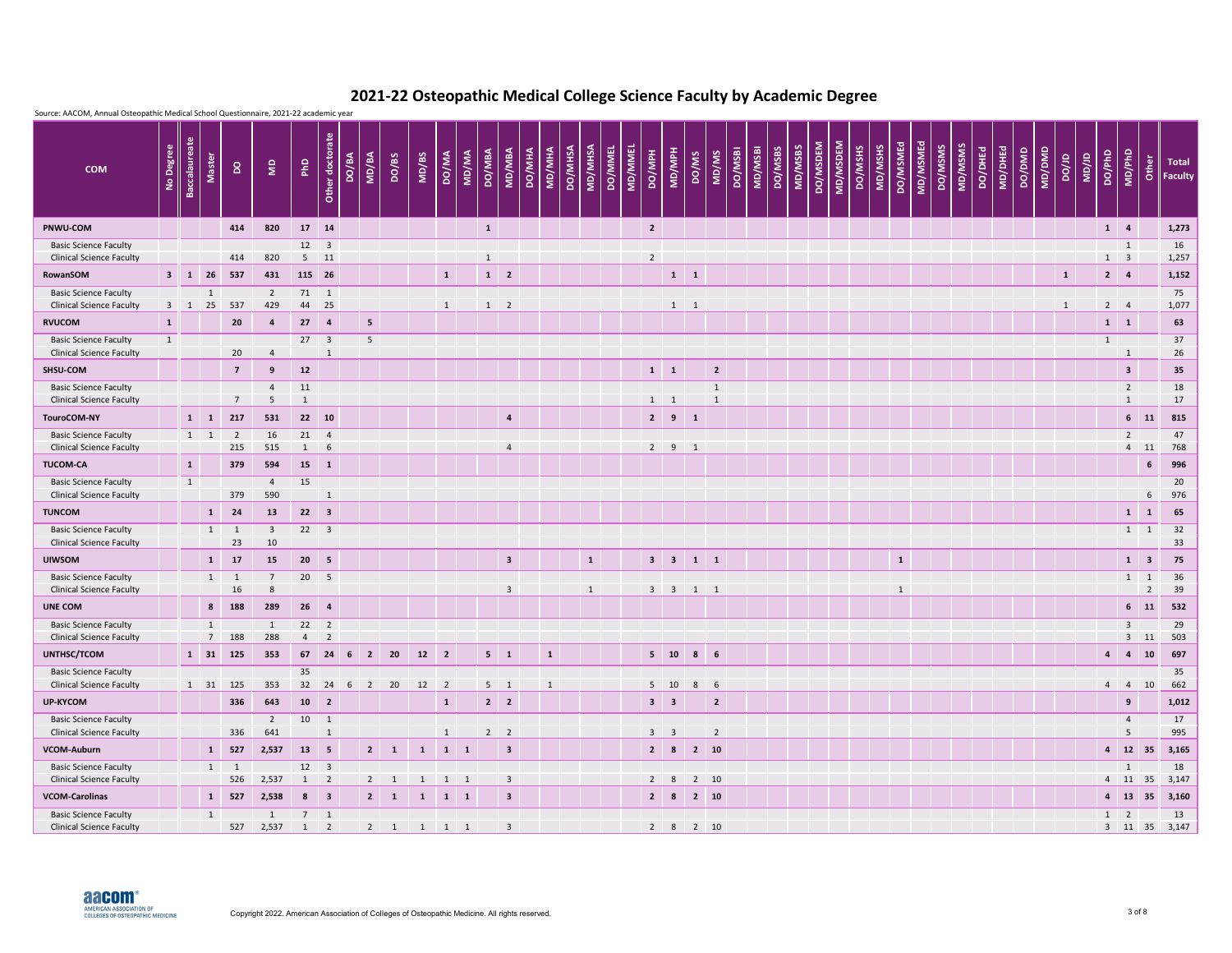# 2021-22 Osteopathic Medical College Science Faculty by Academic Degree

Source: AACOM, Annual Osteopathic Medical School Questionnaire, 2021-22 academic year

| COM | No Degree | Baccalaureate | Master | DO | MD | PhD | Other doctorate | DO/BA | MD/BA | DO/BS | MD/BS | DO/MA | MD/MA | DO/MBA | MD/MBA | DO/MHA | MD/MHA | DO/MHSA | MD/MHSA | DO/MMEL | MD/MMEL | DO/MPH | MD/MPH | DO/MS | MD/MS | DO/MSBI | MD/MSBI | DO/MSBS | MD/MSBS | DO/MSDEM | MD/MSDEM | DO/MSHS | MD/MSHS | DO/MSMEd | MD/MSMEd | DO/MSMS | MD/MSMS | DO/DHEd | MD/DHEd | DO/DMD | MD/DMD | DO/JD | MD/JD | DO/PhD | MD/PhD | Other | Total Faculty |
|---|---|---|---|---|---|---|---|---|---|---|---|---|---|---|---|---|---|---|---|---|---|---|---|---|---|---|---|---|---|---|---|---|---|---|---|---|---|---|---|---|---|---|---|---|---|---|---|
| **PNWU-COM** | | | | **414** | **820** | **17** | **14** | | | | | | | **1** | | | | | | | | **2** | | | | | | | | | | | | | | | | | | | | | | **1** | **4** | | **1,273** |
| Basic Science Faculty | | | | | | 12 | 3 | | | | | | | | | | | | | | | | | | | | | | | | | | | | | | | | | | | | | | 1 | | 16 |
| Clinical Science Faculty | | | | 414 | 820 | 5 | 11 | | | | | | | 1 | | | | | | | | 2 | | | | | | | | | | | | | | | | | | | | | | 1 | 3 | | 1,257 |
| **RowanSOM** | **3** | **1** | **26** | **537** | **431** | **115** | **26** | | | | | **1** | | **1** | **2** | | | | | | | | **1** | **1** | | | | | | | | | | | | | | | | | | **1** | | **2** | **4** | | **1,152** |
| Basic Science Faculty | | | 1 | | 2 | 71 | 1 | | | | | | | | | | | | | | | | | | | | | | | | | | | | | | | | | | | | | | | | 75 |
| Clinical Science Faculty | 3 | 1 | 25 | 537 | 429 | 44 | 25 | | | | | 1 | | 1 | 2 | | | | | | | | 1 | 1 | | | | | | | | | | | | | | | | | | 1 | | 2 | 4 | | 1,077 |
| **RVUCOM** | **1** | | | **20** | **4** | **27** | **4** | | **5** | | | | | | | | | | | | | | | | | | | | | | | | | | | | | | | | | | | **1** | **1** | | **63** |
| Basic Science Faculty | 1 | | | | | 27 | 3 | | 5 | | | | | | | | | | | | | | | | | | | | | | | | | | | | | | | | | | | 1 | | | 37 |
| Clinical Science Faculty | | | | 20 | 4 | | 1 | | | | | | | | | | | | | | | | | | | | | | | | | | | | | | | | | | | | | | 1 | | 26 |
| **SHSU-COM** | | | | **7** | **9** | **12** | | | | | | | | | | | | | | | | **1** | **1** | | **2** | | | | | | | | | | | | | | | | | | | | **3** | | **35** |
| Basic Science Faculty | | | | | 4 | 11 | | | | | | | | | | | | | | | | | | | 1 | | | | | | | | | | | | | | | | | | | | 2 | | 18 |
| Clinical Science Faculty | | | | 7 | 5 | 1 | | | | | | | | | | | | | | | | 1 | 1 | | 1 | | | | | | | | | | | | | | | | | | | | 1 | | 17 |
| **TouroCOM-NY** | | **1** | **1** | **217** | **531** | **22** | **10** | | | | | | | | **4** | | | | | | | **2** | **9** | **1** | | | | | | | | | | | | | | | | | | | | | **6** | **11** | **815** |
| Basic Science Faculty | | 1 | 1 | 2 | 16 | 21 | 4 | | | | | | | | | | | | | | | | | | | | | | | | | | | | | | | | | | | | | | 2 | | 47 |
| Clinical Science Faculty | | | | 215 | 515 | 1 | 6 | | | | | | | | 4 | | | | | | | 2 | 9 | 1 | | | | | | | | | | | | | | | | | | | | | 4 | 11 | 768 |
| **TUCOM-CA** | | **1** | | **379** | **594** | **15** | **1** | | | | | | | | | | | | | | | | | | | | | | | | | | | | | | | | | | | | | | | **6** | **996** |
| Basic Science Faculty | | 1 | | | 4 | 15 | | | | | | | | | | | | | | | | | | | | | | | | | | | | | | | | | | | | | | | | | 20 |
| Clinical Science Faculty | | | | 379 | 590 | | 1 | | | | | | | | | | | | | | | | | | | | | | | | | | | | | | | | | | | | | | | 6 | 976 |
| **TUNCOM** | | | **1** | **24** | **13** | **22** | **3** | | | | | | | | | | | | | | | | | | | | | | | | | | | | | | | | | | | | | | **1** | **1** | **65** |
| Basic Science Faculty | | | 1 | 1 | 3 | 22 | 3 | | | | | | | | | | | | | | | | | | | | | | | | | | | | | | | | | | | | | | 1 | 1 | 32 |
| Clinical Science Faculty | | | | 23 | 10 | | | | | | | | | | | | | | | | | | | | | | | | | | | | | | | | | | | | | | | | | | 33 |
| **UIWSOM** | | | **1** | **17** | **15** | **20** | **5** | | | | | | | | **3** | | | | **1** | | | **3** | **3** | **1** | **1** | | | | | | | | | **1** | | | | | | | | | | | **1** | **3** | **75** |
| Basic Science Faculty | | | 1 | 1 | 7 | 20 | 5 | | | | | | | | | | | | | | | | | | | | | | | | | | | | | | | | | | | | | | 1 | 1 | 36 |
| Clinical Science Faculty | | | | 16 | 8 | | | | | | | | | | 3 | | | | 1 | | | 3 | 3 | 1 | 1 | | | | | | | | | 1 | | | | | | | | | | | | 2 | 39 |
| **UNE COM** | | | **8** | **188** | **289** | **26** | **4** | | | | | | | | | | | | | | | | | | | | | | | | | | | | | | | | | | | | | | **6** | **11** | **532** |
| Basic Science Faculty | | | 1 | | 1 | 22 | 2 | | | | | | | | | | | | | | | | | | | | | | | | | | | | | | | | | | | | | | 3 | | 29 |
| Clinical Science Faculty | | | 7 | 188 | 288 | 4 | 2 | | | | | | | | | | | | | | | | | | | | | | | | | | | | | | | | | | | | | | 3 | 11 | 503 |
| **UNTHSC/TCOM** | | **1** | **31** | **125** | **353** | **67** | **24** | **6** | **2** | **20** | **12** | **2** | | **5** | **1** | | **1** | | | | | **5** | **10** | **8** | **6** | | | | | | | | | | | | | | | | | | | **4** | **4** | **10** | **697** |
| Basic Science Faculty | | | | | | 35 | | | | | | | | | | | | | | | | | | | | | | | | | | | | | | | | | | | | | | | | | 35 |
| Clinical Science Faculty | | 1 | 31 | 125 | 353 | 32 | 24 | 6 | 2 | 20 | 12 | 2 | | 5 | 1 | | 1 | | | | | 5 | 10 | 8 | 6 | | | | | | | | | | | | | | | | | | | 4 | 4 | 10 | 662 |
| **UP-KYCOM** | | | | **336** | **643** | **10** | **2** | | | | | **1** | | **2** | **2** | | | | | | | **3** | **3** | | **2** | | | | | | | | | | | | | | | | | | | | **9** | | **1,012** |
| Basic Science Faculty | | | | | 2 | 10 | 1 | | | | | | | | | | | | | | | | | | | | | | | | | | | | | | | | | | | | | | 4 | | 17 |
| Clinical Science Faculty | | | | 336 | 641 | | 1 | | | | | 1 | | 2 | 2 | | | | | | | 3 | 3 | | 2 | | | | | | | | | | | | | | | | | | | | 5 | | 995 |
| **VCOM-Auburn** | | | **1** | **527** | **2,537** | **13** | **5** | | **2** | **1** | **1** | **1** | **1** | | **3** | | | | | | | **2** | **8** | **2** | **10** | | | | | | | | | | | | | | | | | | | **4** | **12** | **35** | **3,165** |
| Basic Science Faculty | | | 1 | 1 | | 12 | 3 | | | | | | | | | | | | | | | | | | | | | | | | | | | | | | | | | | | | | | 1 | | 18 |
| Clinical Science Faculty | | | | 526 | 2,537 | 1 | 2 | | 2 | 1 | 1 | 1 | 1 | | 3 | | | | | | | 2 | 8 | 2 | 10 | | | | | | | | | | | | | | | | | | | 4 | 11 | 35 | 3,147 |
| **VCOM-Carolinas** | | | **1** | **527** | **2,538** | **8** | **3** | | **2** | **1** | **1** | **1** | **1** | | **3** | | | | | | | **2** | **8** | **2** | **10** | | | | | | | | | | | | | | | | | | | **4** | **13** | **35** | **3,160** |
| Basic Science Faculty | | | 1 | | 1 | 7 | 1 | | | | | | | | | | | | | | | | | | | | | | | | | | | | | | | | | | | | | 1 | 2 | | 13 |
| Clinical Science Faculty | | | | 527 | 2,537 | 1 | 2 | | 2 | 1 | 1 | 1 | 1 | | 3 | | | | | | | 2 | 8 | 2 | 10 | | | | | | | | | | | | | | | | | | | 3 | 11 | 35 | 3,147 |

Copyright 2022. American Association of Colleges of Osteopathic Medicine. All rights reserved.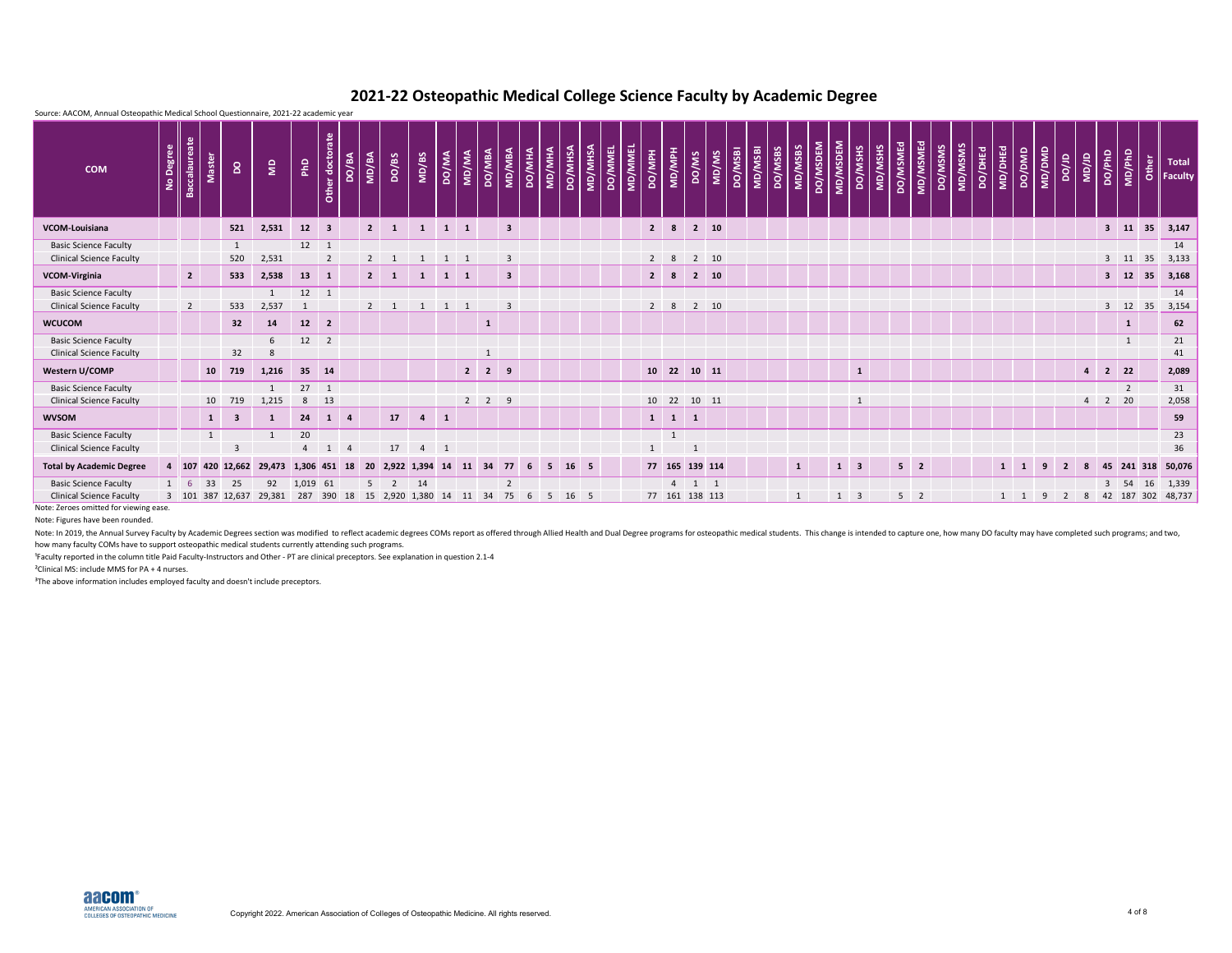# 2021-22 Osteopathic Medical College Science Faculty by Academic Degree

Source: AACOM, Annual Osteopathic Medical School Questionnaire, 2021-22 academic year

| COM | No Degree | Baccalaureate | Master | DO | MD | PhD | Other doctorate | DO/BA | MD/BA | DO/BS | MD/BS | DO/MA | MD/MA | DO/MBA | MD/MBA | DO/MHA | MD/MHA | DO/MHSA | MD/MHSA | DO/MMEL | MD/MMEL | DO/MPH | MD/MPH | DO/MS | MD/MS | DO/MSBI | MD/MSBI | DO/MSBS | MD/MSBS | DO/MSDEM | MD/MSDEM | DO/MSHS | MD/MSHS | DO/MSMEd | MD/MSMEd | DO/MSMS | MD/MSMS | DO/DHEd | MD/DHEd | DO/DMD | MD/DMD | DO/JD | MD/JD | DO/PhD | MD/PhD | Other | Total Faculty |
|---|---|---|---|---|---|---|---|---|---|---|---|---|---|---|---|---|---|---|---|---|---|---|---|---|---|---|---|---|---|---|---|---|---|---|---|---|---|---|---|---|---|---|---|---|---|---|---|
| **VCOM-Louisiana** | | | | **521** | **2,531** | **12** | **3** | | **2** | **1** | **1** | **1** | **1** | | **3** | | | | | | | **2** | **8** | **2** | **10** | | | | | | | | | | | | | | | | | | | **3** | **11** | **35** | **3,147** |
| Basic Science Faculty | | | | 1 | | 12 | 1 | | | | | | | | | | | | | | | | | | | | | | | | | | | | | | | | | | | | | | | | 14 |
| Clinical Science Faculty | | | | 520 | 2,531 | | 2 | | 2 | 1 | 1 | 1 | 1 | | 3 | | | | | | | 2 | 8 | 2 | 10 | | | | | | | | | | | | | | | | | | | 3 | 11 | 35 | 3,133 |
| **VCOM-Virginia** | | **2** | | **533** | **2,538** | **13** | **1** | | **2** | **1** | **1** | **1** | **1** | | **3** | | | | | | | **2** | **8** | **2** | **10** | | | | | | | | | | | | | | | | | | | **3** | **12** | **35** | **3,168** |
| Basic Science Faculty | | | | | 1 | 12 | 1 | | | | | | | | | | | | | | | | | | | | | | | | | | | | | | | | | | | | | | | | 14 |
| Clinical Science Faculty | | 2 | | 533 | 2,537 | 1 | | | 2 | 1 | 1 | 1 | 1 | | 3 | | | | | | | 2 | 8 | 2 | 10 | | | | | | | | | | | | | | | | | | | 3 | 12 | 35 | 3,154 |
| **WCUCOM** | | | | **32** | **14** | **12** | **2** | | | | | | | **1** | | | | | | | | | | | | | | | | | | | | | | | | | | | | | | | **1** | | **62** |
| Basic Science Faculty | | | | | 6 | 12 | 2 | | | | | | | | | | | | | | | | | | | | | | | | | | | | | | | | | | | | | | 1 | | 21 |
| Clinical Science Faculty | | | | 32 | 8 | | | | | | | | | 1 | | | | | | | | | | | | | | | | | | | | | | | | | | | | | | | | | 41 |
| **Western U/COMP** | | | **10** | **719** | **1,216** | **35** | **14** | | | | | | **2** | **2** | **9** | | | | | | | **10** | **22** | **10** | **11** | | | | | | | **1** | | | | | | | | | | | **4** | **2** | **22** | | **2,089** |
| Basic Science Faculty | | | | | 1 | 27 | 1 | | | | | | | | | | | | | | | | | | | | | | | | | | | | | | | | | | | | | | 2 | | 31 |
| Clinical Science Faculty | | | 10 | 719 | 1,215 | 8 | 13 | | | | | | 2 | 2 | 9 | | | | | | | 10 | 22 | 10 | 11 | | | | | | | 1 | | | | | | | | | | | 4 | 2 | 20 | | 2,058 |
| **WVSOM** | | | **1** | **3** | **1** | **24** | **1** | **4** | | **17** | **4** | **1** | | | | | | | | | | **1** | **1** | **1** | | | | | | | | | | | | | | | | | | | | | | | **59** |
| Basic Science Faculty | | | 1 | | 1 | 20 | | | | | | | | | | | | | | | | | 1 | | | | | | | | | | | | | | | | | | | | | | | | 23 |
| Clinical Science Faculty | | | | 3 | | 4 | 1 | 4 | | 17 | 4 | 1 | | | | | | | | | | 1 | | 1 | | | | | | | | | | | | | | | | | | | | | | | 36 |
| **Total by Academic Degree** | **4** | **107** | **420** | **12,662** | **29,473** | **1,306** | **451** | **18** | **20** | **2,922** | **1,394** | **14** | **11** | **34** | **77** | **6** | **5** | **16** | **5** | | | **77** | **165** | **139** | **114** | | | | **1** | | **1** | **3** | | **5** | **2** | | | | **1** | **1** | **9** | **2** | **8** | **45** | **241** | **318** | **50,076** |
| Basic Science Faculty | 1 | 6 | 33 | 25 | 92 | 1,019 | 61 | | 5 | 2 | 14 | | | | 2 | | | | | | | | 4 | 1 | 1 | | | | | | | | | | | | | | | | | | | 3 | 54 | 16 | 1,339 |
| Clinical Science Faculty | 3 | 101 | 387 | 12,637 | 29,381 | 287 | 390 | 18 | 15 | 2,920 | 1,380 | 14 | 11 | 34 | 75 | 6 | 5 | 16 | 5 | | | 77 | 161 | 138 | 113 | | | | 1 | | 1 | 3 | | 5 | 2 | | | | 1 | 1 | 9 | 2 | 8 | 42 | 187 | 302 | 48,737 |

Note: Zeroes omitted for viewing ease.

Note: Figures have been rounded.

Note: In 2019, the Annual Survey Faculty by Academic Degrees section was modified to reflect academic degrees COMs report as offered through Allied Health and Dual Degree programs for osteopathic medical students. This change is intended to capture one, how many DO faculty may have completed such programs; and two, how many faculty COMs have to support osteopathic medical students currently attending such programs.

[1]Faculty reported in the column title Paid Faculty-Instructors and Other - PT are clinical preceptors. See explanation in question 2.1-4

[2]Clinical MS: include MMS for PA + 4 nurses.

[3]The above information includes employed faculty and doesn't include preceptors.

Copyright 2022. American Association of Colleges of Osteopathic Medicine. All rights reserved.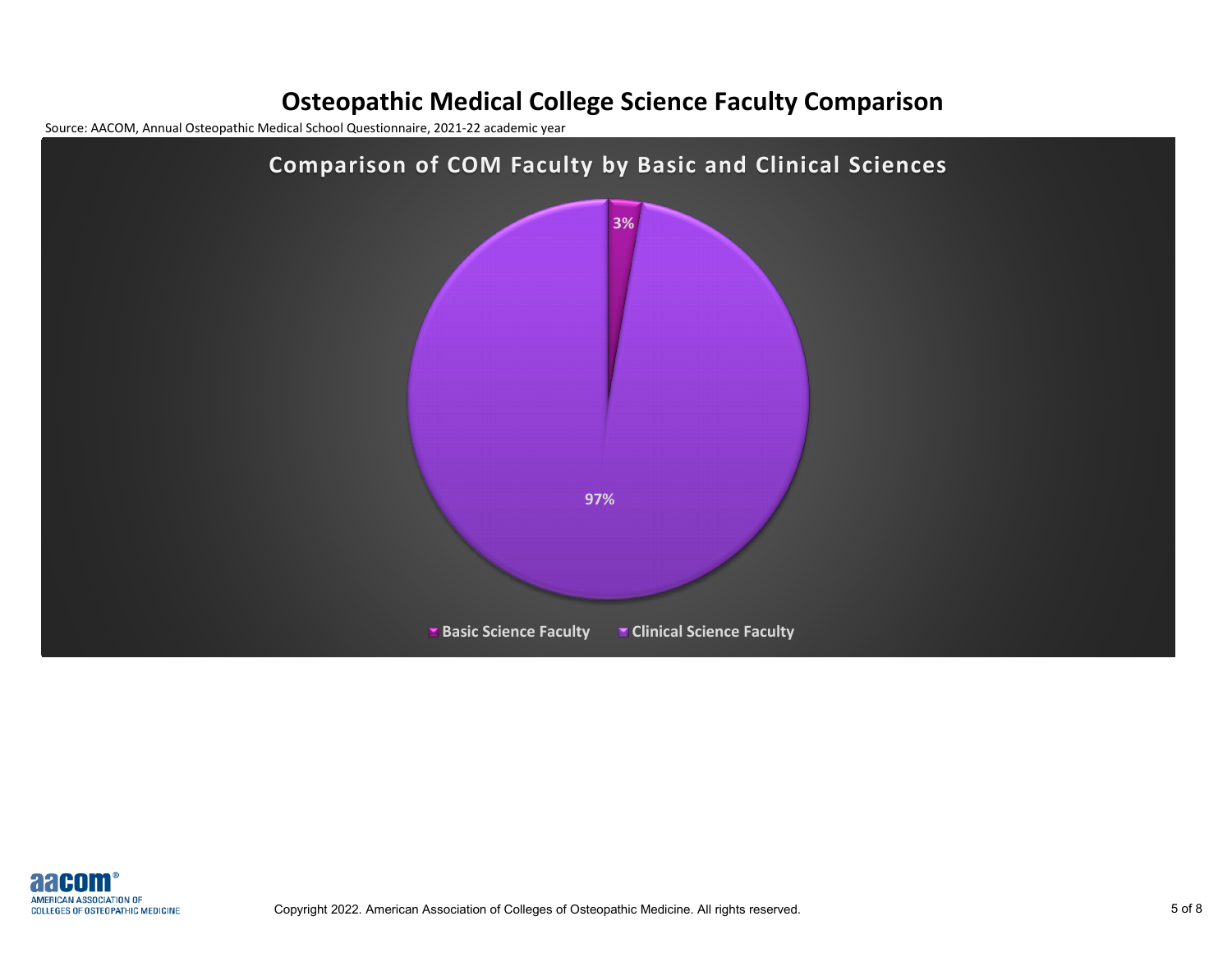# Osteopathic Medical College Science Faculty Comparison

Source: AACOM, Annual Osteopathic Medical School Questionnaire, 2021-22 academic year

**Comparison of COM Faculty by Basic and Clinical Sciences**

| Category | Percentage |
|---|---|
| Basic Science Faculty | 3% |
| Clinical Science Faculty | 97% |

Copyright 2022. American Association of Colleges of Osteopathic Medicine. All rights reserved.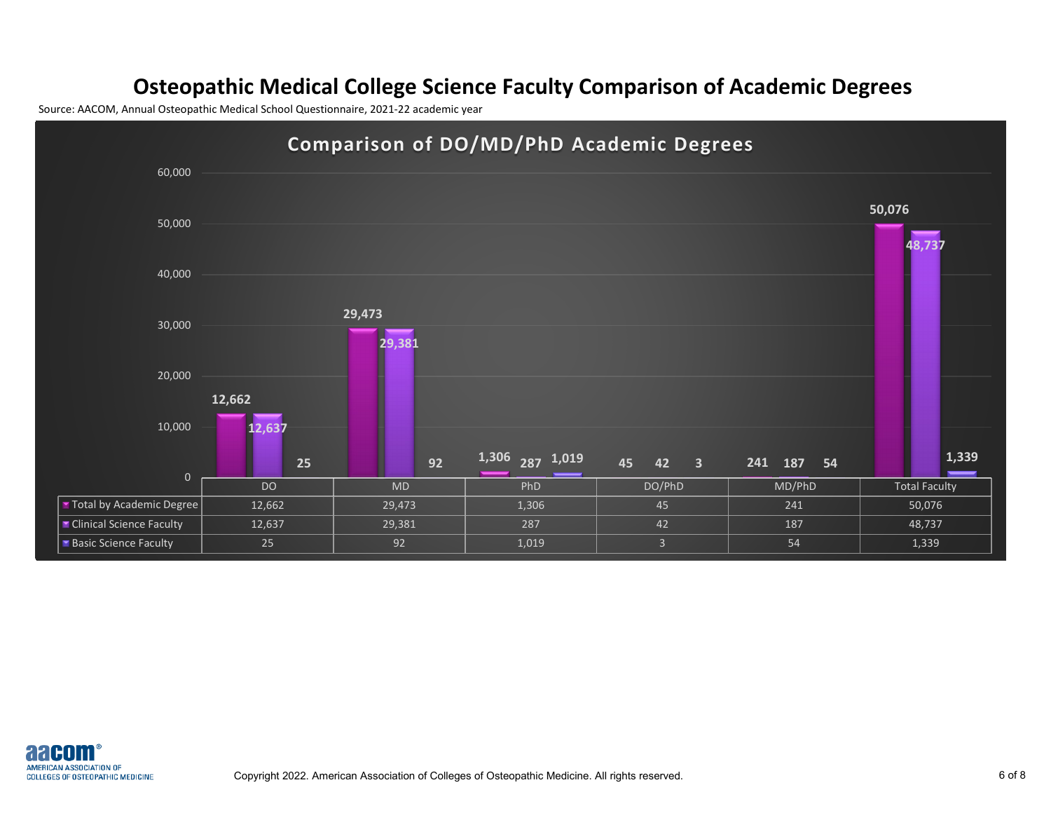# Osteopathic Medical College Science Faculty Comparison of Academic Degrees

Source: AACOM, Annual Osteopathic Medical School Questionnaire, 2021-22 academic year

## Comparison of DO/MD/PhD Academic Degrees

| | DO | MD | PhD | DO/PhD | MD/PhD | Total Faculty |
|---|---|---|---|---|---|---|
| Total by Academic Degree | 12,662 | 29,473 | 1,306 | 45 | 241 | 50,076 |
| Clinical Science Faculty | 12,637 | 29,381 | 287 | 42 | 187 | 48,737 |
| Basic Science Faculty | 25 | 92 | 1,019 | 3 | 54 | 1,339 |

Copyright 2022. American Association of Colleges of Osteopathic Medicine. All rights reserved.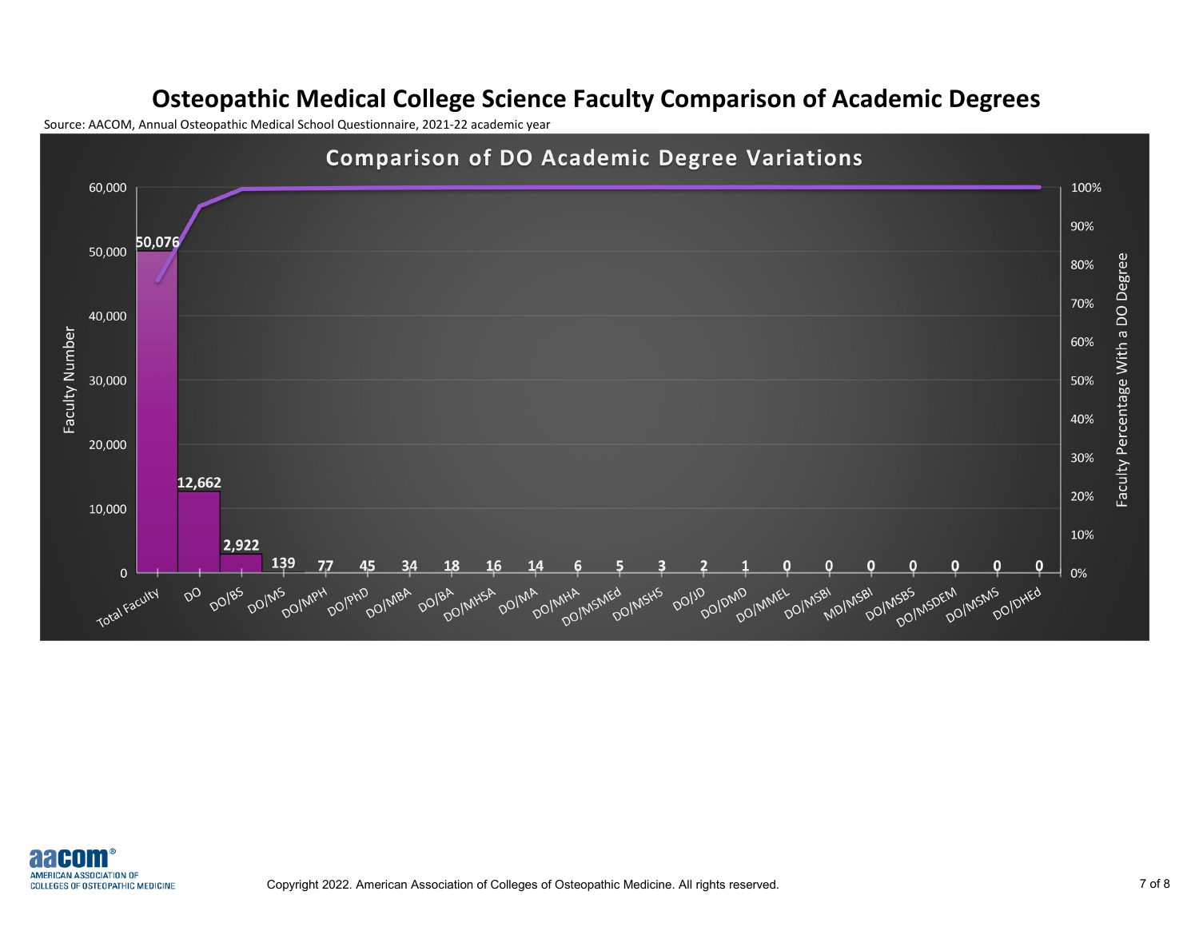# Osteopathic Medical College Science Faculty Comparison of Academic Degrees

Source: AACOM, Annual Osteopathic Medical School Questionnaire, 2021-22 academic year

## Comparison of DO Academic Degree Variations

| Degree | Faculty Number |
|---|---|
| Total Faculty | 50,076 |
| DO | 12,662 |
| DO/BS | 2,922 |
| DO/MS | 139 |
| DO/MPH | 77 |
| DO/PhD | 45 |
| DO/MBA | 34 |
| DO/BA | 18 |
| DO/MHSA | 16 |
| DO/MA | 14 |
| DO/MHA | 6 |
| DO/MSMEd | 5 |
| DO/MSHS | 3 |
| DO/JD | 2 |
| DO/DMD | 1 |
| DO/MMEL | 0 |
| DO/MSBI | 0 |
| MD/MSBI | 0 |
| DO/MSBS | 0 |
| DO/MSDEM | 0 |
| DO/MSMS | 0 |
| DO/DHEd | 0 |

Faculty Number (left axis); Faculty Percentage With a DO Degree (right axis)

Copyright 2022. American Association of Colleges of Osteopathic Medicine. All rights reserved.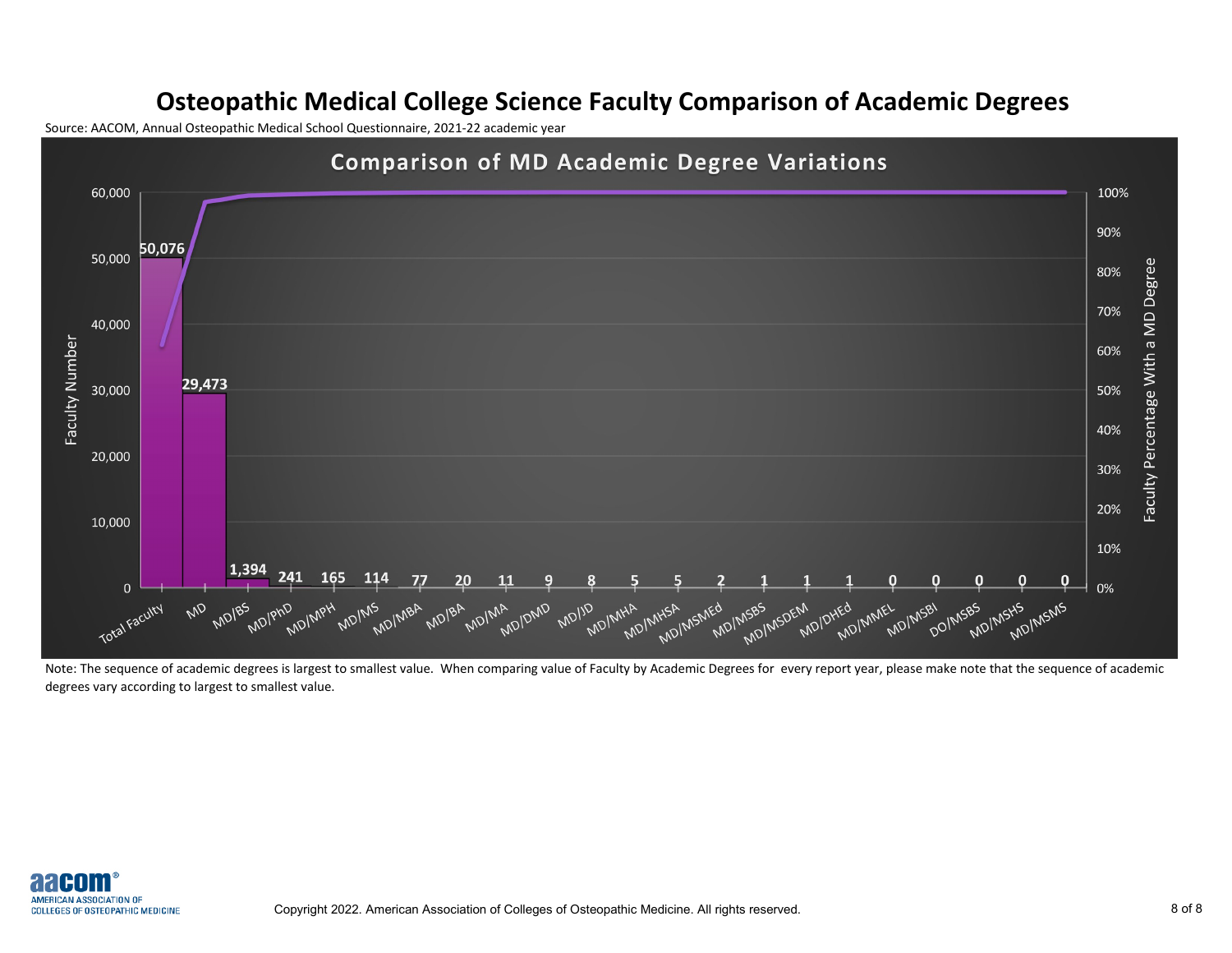# Osteopathic Medical College Science Faculty Comparison of Academic Degrees

Source: AACOM, Annual Osteopathic Medical School Questionnaire, 2021-22 academic year

Comparison of MD Academic Degree Variations

Faculty Number

Faculty Percentage With a MD Degree

60,000
50,000
40,000
30,000
20,000
10,000
0

100%
90%
80%
70%
60%
50%
40%
30%
20%
10%
0%

Total Faculty 50,076
MD 29,473
MD/BS 1,394
MD/PhD 241
MD/MPH 165
MD/MS 114
MD/MBA 77
MD/BA 20
MD/MA 11
MD/DMD 9
MD/JD 8
MD/MHA 5
MD/MHSA 5
MD/MSMEd 2
MD/MSBS 1
MD/MSDEM 1
MD/DHEd 1
MD/MMEL 0
MD/MSBI 0
DO/MSBS 0
MD/MSHS 0
MD/MSMS 0

Note: The sequence of academic degrees is largest to smallest value. When comparing value of Faculty by Academic Degrees for every report year, please make note that the sequence of academic degrees vary according to largest to smallest value.

Copyright 2022. American Association of Colleges of Osteopathic Medicine. All rights reserved.